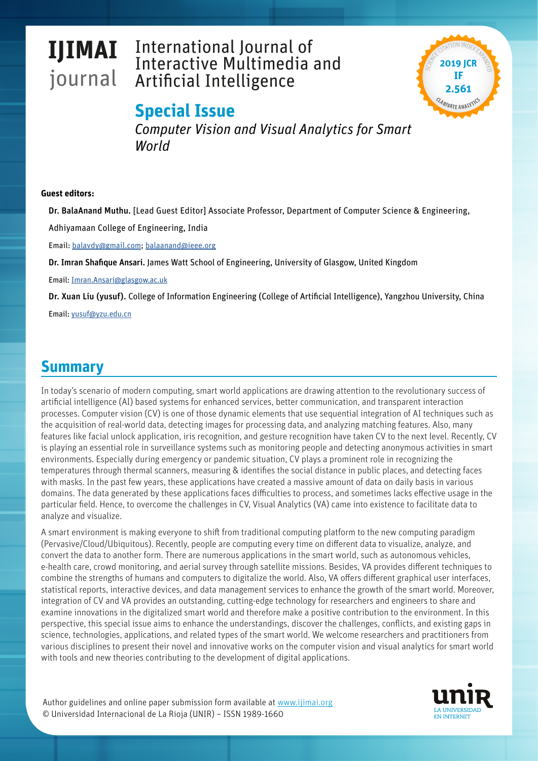# IJIMAI journal

International Journal of Interactive Multimedia and Artificial Intelligence

2019 JCR IF 2.561

## Special Issue

*Computer Vision and Visual Analytics for Smart World*

**Guest editors:**

**Dr. BalaAnand Muthu.** [Lead Guest Editor] Associate Professor, Department of Computer Science & Engineering, Adhiyamaan College of Engineering, India

Email: balavdy@gmail.com; balaanand@ieee.org

**Dr. Imran Shafique Ansari.** James Watt School of Engineering, University of Glasgow, United Kingdom

Email: Imran.Ansari@glasgow.ac.uk

**Dr. Xuan Liu (yusuf).** College of Information Engineering (College of Artificial Intelligence), Yangzhou University, China

Email: yusuf@yzu.edu.cn

## Summary

In today's scenario of modern computing, smart world applications are drawing attention to the revolutionary success of artificial intelligence (AI) based systems for enhanced services, better communication, and transparent interaction processes. Computer vision (CV) is one of those dynamic elements that use sequential integration of AI techniques such as the acquisition of real-world data, detecting images for processing data, and analyzing matching features. Also, many features like facial unlock application, iris recognition, and gesture recognition have taken CV to the next level. Recently, CV is playing an essential role in surveillance systems such as monitoring people and detecting anonymous activities in smart environments. Especially during emergency or pandemic situation, CV plays a prominent role in recognizing the temperatures through thermal scanners, measuring & identifies the social distance in public places, and detecting faces with masks. In the past few years, these applications have created a massive amount of data on daily basis in various domains. The data generated by these applications faces difficulties to process, and sometimes lacks effective usage in the particular field. Hence, to overcome the challenges in CV, Visual Analytics (VA) came into existence to facilitate data to analyze and visualize.

A smart environment is making everyone to shift from traditional computing platform to the new computing paradigm (Pervasive/Cloud/Ubiquitous). Recently, people are computing every time on different data to visualize, analyze, and convert the data to another form. There are numerous applications in the smart world, such as autonomous vehicles, e-health care, crowd monitoring, and aerial survey through satellite missions. Besides, VA provides different techniques to combine the strengths of humans and computers to digitalize the world. Also, VA offers different graphical user interfaces, statistical reports, interactive devices, and data management services to enhance the growth of the smart world. Moreover, integration of CV and VA provides an outstanding, cutting-edge technology for researchers and engineers to share and examine innovations in the digitalized smart world and therefore make a positive contribution to the environment. In this perspective, this special issue aims to enhance the understandings, discover the challenges, conflicts, and existing gaps in science, technologies, applications, and related types of the smart world. We welcome researchers and practitioners from various disciplines to present their novel and innovative works on the computer vision and visual analytics for smart world with tools and new theories contributing to the development of digital applications.

Author guidelines and online paper submission form available at www.ijimai.org
© Universidad Internacional de La Rioja (UNIR) – ISSN 1989-1660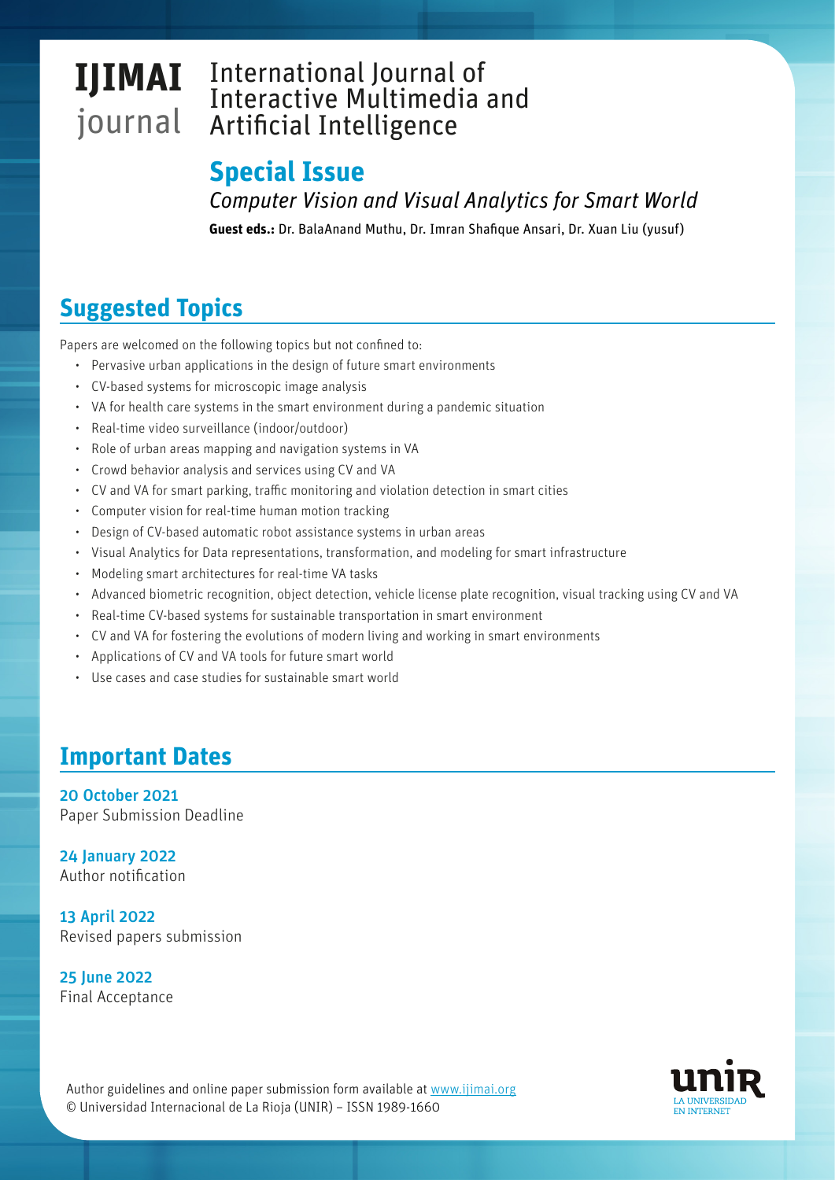# IJIMAI journal

International Journal of Interactive Multimedia and Artificial Intelligence

## Special Issue

*Computer Vision and Visual Analytics for Smart World*

**Guest eds.:** Dr. BalaAnand Muthu, Dr. Imran Shafique Ansari, Dr. Xuan Liu (yusuf)

## Suggested Topics

Papers are welcomed on the following topics but not confined to:

- Pervasive urban applications in the design of future smart environments
- CV-based systems for microscopic image analysis
- VA for health care systems in the smart environment during a pandemic situation
- Real-time video surveillance (indoor/outdoor)
- Role of urban areas mapping and navigation systems in VA
- Crowd behavior analysis and services using CV and VA
- CV and VA for smart parking, traffic monitoring and violation detection in smart cities
- Computer vision for real-time human motion tracking
- Design of CV-based automatic robot assistance systems in urban areas
- Visual Analytics for Data representations, transformation, and modeling for smart infrastructure
- Modeling smart architectures for real-time VA tasks
- Advanced biometric recognition, object detection, vehicle license plate recognition, visual tracking using CV and VA
- Real-time CV-based systems for sustainable transportation in smart environment
- CV and VA for fostering the evolutions of modern living and working in smart environments
- Applications of CV and VA tools for future smart world
- Use cases and case studies for sustainable smart world

## Important Dates

**20 October 2021**
Paper Submission Deadline

**24 January 2022**
Author notification

**13 April 2022**
Revised papers submission

**25 June 2022**
Final Acceptance

Author guidelines and online paper submission form available at www.ijimai.org
© Universidad Internacional de La Rioja (UNIR) – ISSN 1989-1660

unir LA UNIVERSIDAD EN INTERNET